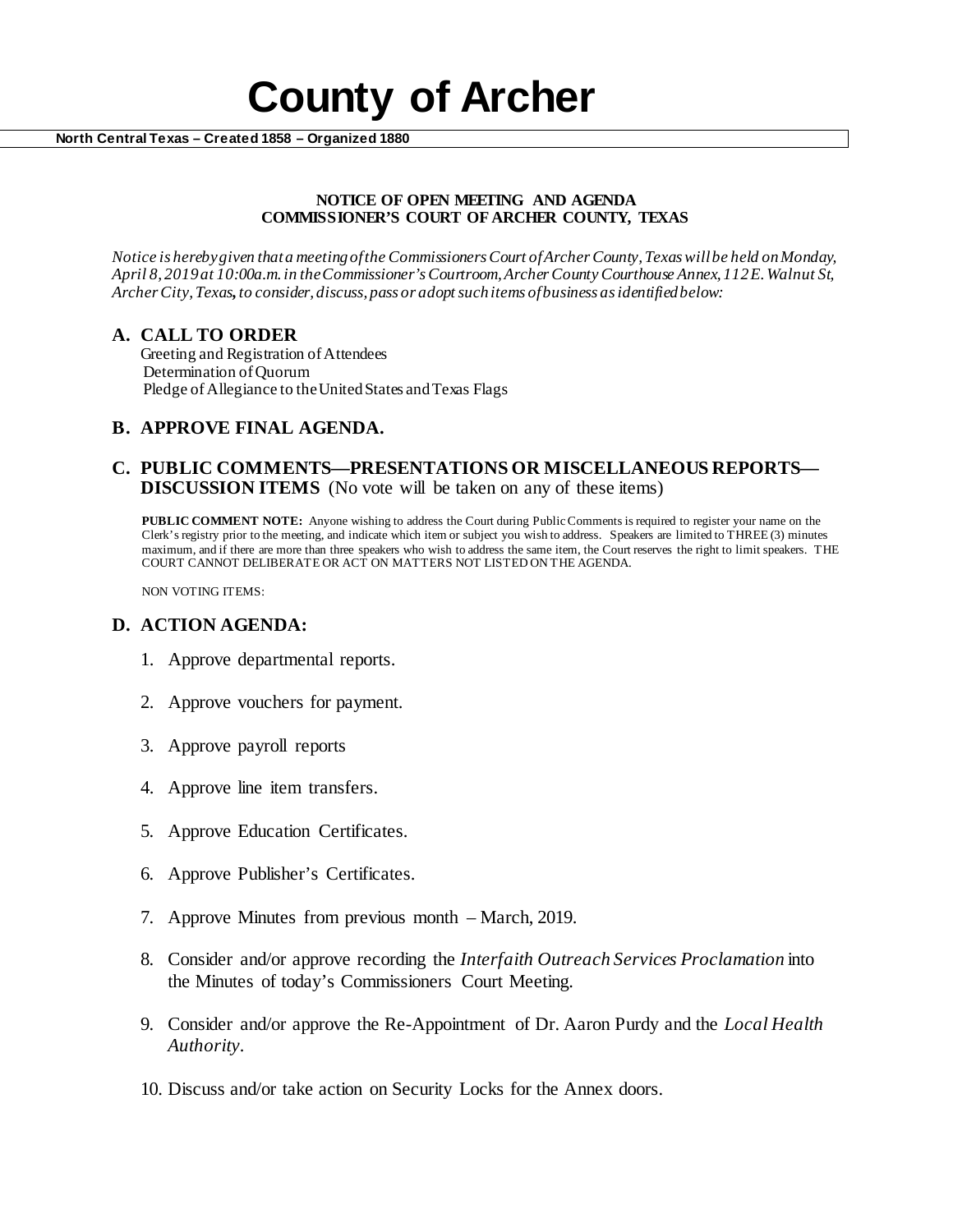# County of Archer

**North Central Texas – Created 1858 – Organized 1880**

**NOTICE OF OPEN MEETING AND AGENDA**
**COMMISSIONER'S COURT OF ARCHER COUNTY, TEXAS**

*Notice is hereby given that a meeting of the Commissioners Court of Archer County, Texas will be held on Monday, April 8, 2019 at 10:00a.m. in the Commissioner's Courtroom, Archer County Courthouse Annex, 112 E. Walnut St, Archer City, Texas, to consider, discuss, pass or adopt such items of business as identified below:*

## A. CALL TO ORDER

Greeting and Registration of Attendees
Determination of Quorum
Pledge of Allegiance to the United States and Texas Flags

## B. APPROVE FINAL AGENDA.

## C. PUBLIC COMMENTS—PRESENTATIONS OR MISCELLANEOUS REPORTS—DISCUSSION ITEMS (No vote will be taken on any of these items)

**PUBLIC COMMENT NOTE:** Anyone wishing to address the Court during Public Comments is required to register your name on the Clerk's registry prior to the meeting, and indicate which item or subject you wish to address. Speakers are limited to THREE (3) minutes maximum, and if there are more than three speakers who wish to address the same item, the Court reserves the right to limit speakers. THE COURT CANNOT DELIBERATE OR ACT ON MATTERS NOT LISTED ON THE AGENDA.

NON VOTING ITEMS:

## D. ACTION AGENDA:

1. Approve departmental reports.
2. Approve vouchers for payment.
3. Approve payroll reports
4. Approve line item transfers.
5. Approve Education Certificates.
6. Approve Publisher's Certificates.
7. Approve Minutes from previous month – March, 2019.
8. Consider and/or approve recording the *Interfaith Outreach Services Proclamation* into the Minutes of today's Commissioners Court Meeting.
9. Consider and/or approve the Re-Appointment of Dr. Aaron Purdy and the *Local Health Authority*.
10. Discuss and/or take action on Security Locks for the Annex doors.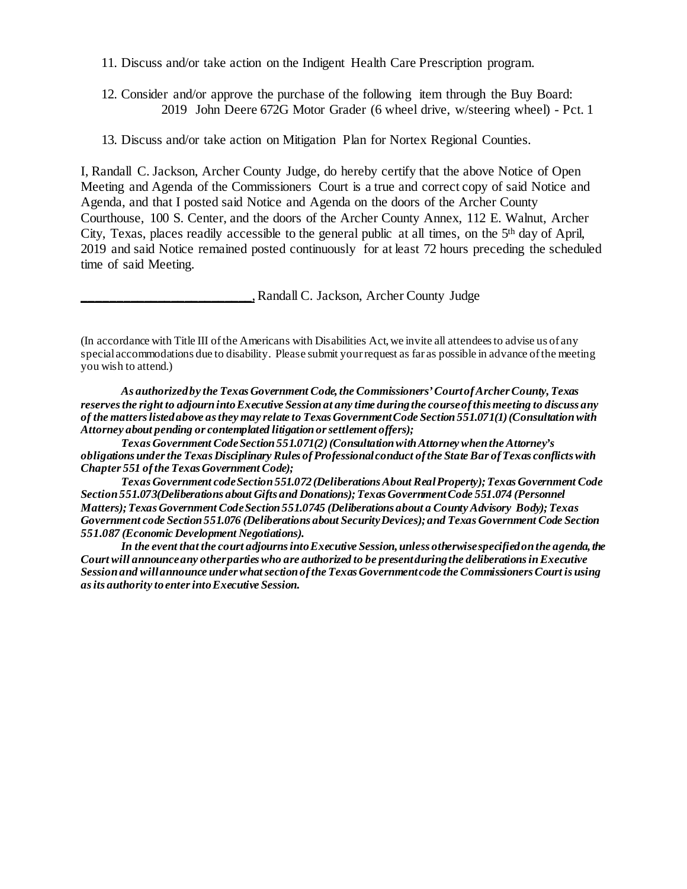11. Discuss and/or take action on the Indigent Health Care Prescription program.

12. Consider and/or approve the purchase of the following item through the Buy Board:
    2019 John Deere 672G Motor Grader (6 wheel drive, w/steering wheel) - Pct. 1

13. Discuss and/or take action on Mitigation Plan for Nortex Regional Counties.

I, Randall C. Jackson, Archer County Judge, do hereby certify that the above Notice of Open Meeting and Agenda of the Commissioners Court is a true and correct copy of said Notice and Agenda, and that I posted said Notice and Agenda on the doors of the Archer County Courthouse, 100 S. Center, and the doors of the Archer County Annex, 112 E. Walnut, Archer City, Texas, places readily accessible to the general public at all times, on the 5th day of April, 2019 and said Notice remained posted continuously for at least 72 hours preceding the scheduled time of said Meeting.

___________________________, Randall C. Jackson, Archer County Judge

(In accordance with Title III of the Americans with Disabilities Act, we invite all attendees to advise us of any special accommodations due to disability. Please submit your request as far as possible in advance of the meeting you wish to attend.)

***As authorized by the Texas Government Code, the Commissioners' Court of Archer County, Texas reserves the right to adjourn into Executive Session at any time during the course of this meeting to discuss any of the matters listed above as they may relate to Texas Government Code Section 551.071(1) (Consultation with Attorney about pending or contemplated litigation or settlement offers);***

***Texas Government Code Section 551.071(2) (Consultation with Attorney when the Attorney's obligations under the Texas Disciplinary Rules of Professional conduct of the State Bar of Texas conflicts with Chapter 551 of the Texas Government Code);***

***Texas Government code Section 551.072 (Deliberations About Real Property); Texas Government Code Section 551.073(Deliberations about Gifts and Donations); Texas Government Code 551.074 (Personnel Matters); Texas Government Code Section 551.0745 (Deliberations about a County Advisory Body); Texas Government code Section 551.076 (Deliberations about Security Devices); and Texas Government Code Section 551.087 (Economic Development Negotiations).***

***In the event that the court adjourns into Executive Session, unless otherwise specified on the agenda, the Court will announce any other parties who are authorized to be present during the deliberations in Executive Session and will announce under what section of the Texas Government code the Commissioners Court is using as its authority to enter into Executive Session.***